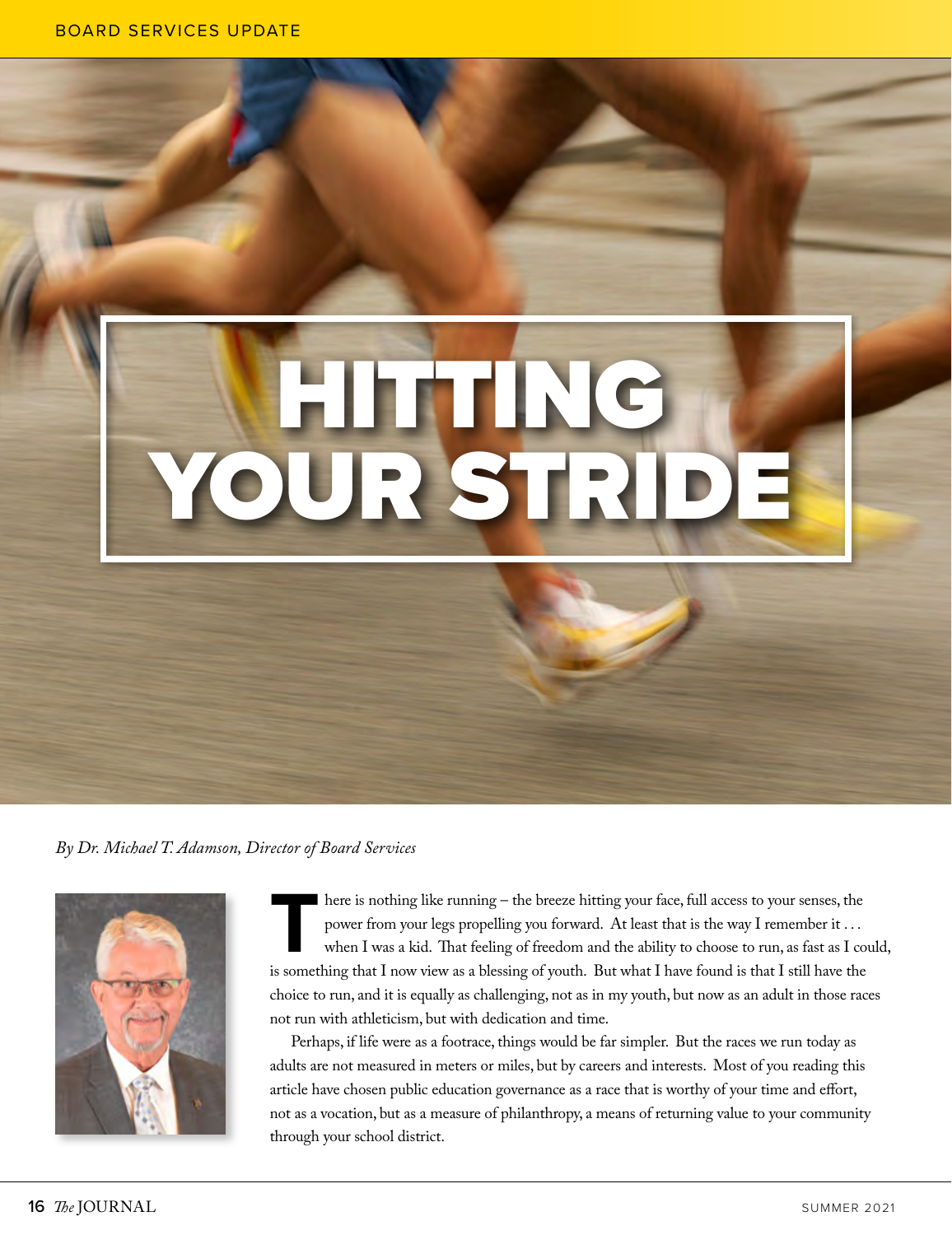BOARD SERVICES UPDATE

# HITTING YOUR STRIDE

*By Dr. Michael T. Adamson, Director of Board Services*

There is nothing like running – the breeze hitting your face, full access to your senses, the power from your legs propelling you forward. At least that is the way I remember it . . . when I was a kid. That feeling of freedom and the ability to choose to run, as fast as I could, is something that I now view as a blessing of youth. But what I have found is that I still have the choice to run, and it is equally as challenging, not as in my youth, but now as an adult in those races not run with athleticism, but with dedication and time.

Perhaps, if life were as a footrace, things would be far simpler. But the races we run today as adults are not measured in meters or miles, but by careers and interests. Most of you reading this article have chosen public education governance as a race that is worthy of your time and effort, not as a vocation, but as a measure of philanthropy, a means of returning value to your community through your school district.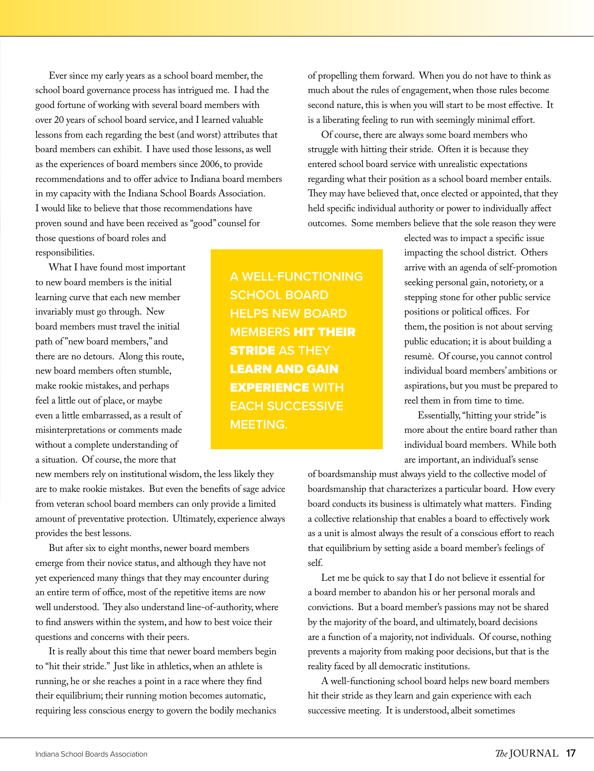Ever since my early years as a school board member, the school board governance process has intrigued me. I had the good fortune of working with several board members with over 20 years of school board service, and I learned valuable lessons from each regarding the best (and worst) attributes that board members can exhibit. I have used those lessons, as well as the experiences of board members since 2006, to provide recommendations and to offer advice to Indiana board members in my capacity with the Indiana School Boards Association. I would like to believe that those recommendations have proven sound and have been received as "good" counsel for those questions of board roles and responsibilities.

What I have found most important to new board members is the initial learning curve that each new member invariably must go through. New board members must travel the initial path of "new board members," and there are no detours. Along this route, new board members often stumble, make rookie mistakes, and perhaps feel a little out of place, or maybe even a little embarrassed, as a result of misinterpretations or comments made without a complete understanding of a situation. Of course, the more that new members rely on institutional wisdom, the less likely they are to make rookie mistakes. But even the benefits of sage advice from veteran school board members can only provide a limited amount of preventative protection. Ultimately, experience always provides the best lessons.

> A WELL-FUNCTIONING SCHOOL BOARD HELPS NEW BOARD MEMBERS **HIT THEIR STRIDE** AS THEY **LEARN AND GAIN EXPERIENCE** WITH EACH SUCCESSIVE MEETING.

But after six to eight months, newer board members emerge from their novice status, and although they have not yet experienced many things that they may encounter during an entire term of office, most of the repetitive items are now well understood. They also understand line-of-authority, where to find answers within the system, and how to best voice their questions and concerns with their peers.

It is really about this time that newer board members begin to "hit their stride." Just like in athletics, when an athlete is running, he or she reaches a point in a race where they find their equilibrium; their running motion becomes automatic, requiring less conscious energy to govern the bodily mechanics of propelling them forward. When you do not have to think as much about the rules of engagement, when those rules become second nature, this is when you will start to be most effective. It is a liberating feeling to run with seemingly minimal effort.

Of course, there are always some board members who struggle with hitting their stride. Often it is because they entered school board service with unrealistic expectations regarding what their position as a school board member entails. They may have believed that, once elected or appointed, that they held specific individual authority or power to individually affect outcomes. Some members believe that the sole reason they were elected was to impact a specific issue impacting the school district. Others arrive with an agenda of self-promotion seeking personal gain, notoriety, or a stepping stone for other public service positions or political offices. For them, the position is not about serving public education; it is about building a resumè. Of course, you cannot control individual board members' ambitions or aspirations, but you must be prepared to reel them in from time to time.

Essentially, "hitting your stride" is more about the entire board rather than individual board members. While both are important, an individual's sense of boardsmanship must always yield to the collective model of boardsmanship that characterizes a particular board. How every board conducts its business is ultimately what matters. Finding a collective relationship that enables a board to effectively work as a unit is almost always the result of a conscious effort to reach that equilibrium by setting aside a board member's feelings of self.

Let me be quick to say that I do not believe it essential for a board member to abandon his or her personal morals and convictions. But a board member's passions may not be shared by the majority of the board, and ultimately, board decisions are a function of a majority, not individuals. Of course, nothing prevents a majority from making poor decisions, but that is the reality faced by all democratic institutions.

A well-functioning school board helps new board members hit their stride as they learn and gain experience with each successive meeting. It is understood, albeit sometimes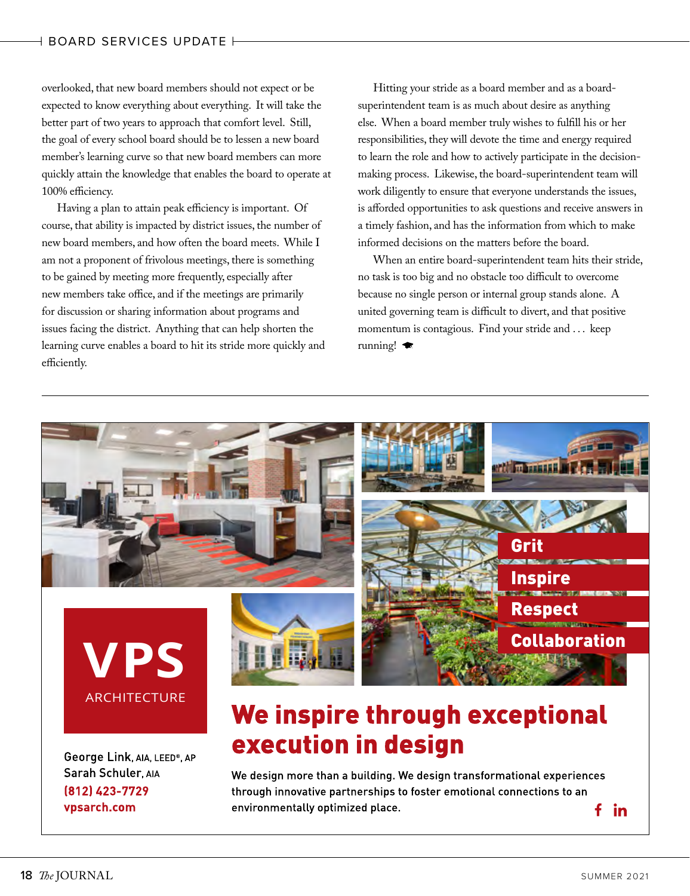overlooked, that new board members should not expect or be expected to know everything about everything. It will take the better part of two years to approach that comfort level. Still, the goal of every school board should be to lessen a new board member's learning curve so that new board members can more quickly attain the knowledge that enables the board to operate at 100% efficiency.

Having a plan to attain peak efficiency is important. Of course, that ability is impacted by district issues, the number of new board members, and how often the board meets. While I am not a proponent of frivolous meetings, there is something to be gained by meeting more frequently, especially after new members take office, and if the meetings are primarily for discussion or sharing information about programs and issues facing the district. Anything that can help shorten the learning curve enables a board to hit its stride more quickly and efficiently.

Hitting your stride as a board member and as a board-superintendent team is as much about desire as anything else. When a board member truly wishes to fulfill his or her responsibilities, they will devote the time and energy required to learn the role and how to actively participate in the decision-making process. Likewise, the board-superintendent team will work diligently to ensure that everyone understands the issues, is afforded opportunities to ask questions and receive answers in a timely fashion, and has the information from which to make informed decisions on the matters before the board.

When an entire board-superintendent team hits their stride, no task is too big and no obstacle too difficult to overcome because no single person or internal group stands alone. A united governing team is difficult to divert, and that positive momentum is contagious. Find your stride and . . . keep running!

---

**VPS**
ARCHITECTURE

Grit
Inspire
Respect
Collaboration

**We inspire through exceptional execution in design**

We design more than a building. We design transformational experiences through innovative partnerships to foster emotional connections to an environmentally optimized place.

George Link, AIA, LEED®, AP
Sarah Schuler, AIA
(812) 423-7729
vpsarch.com